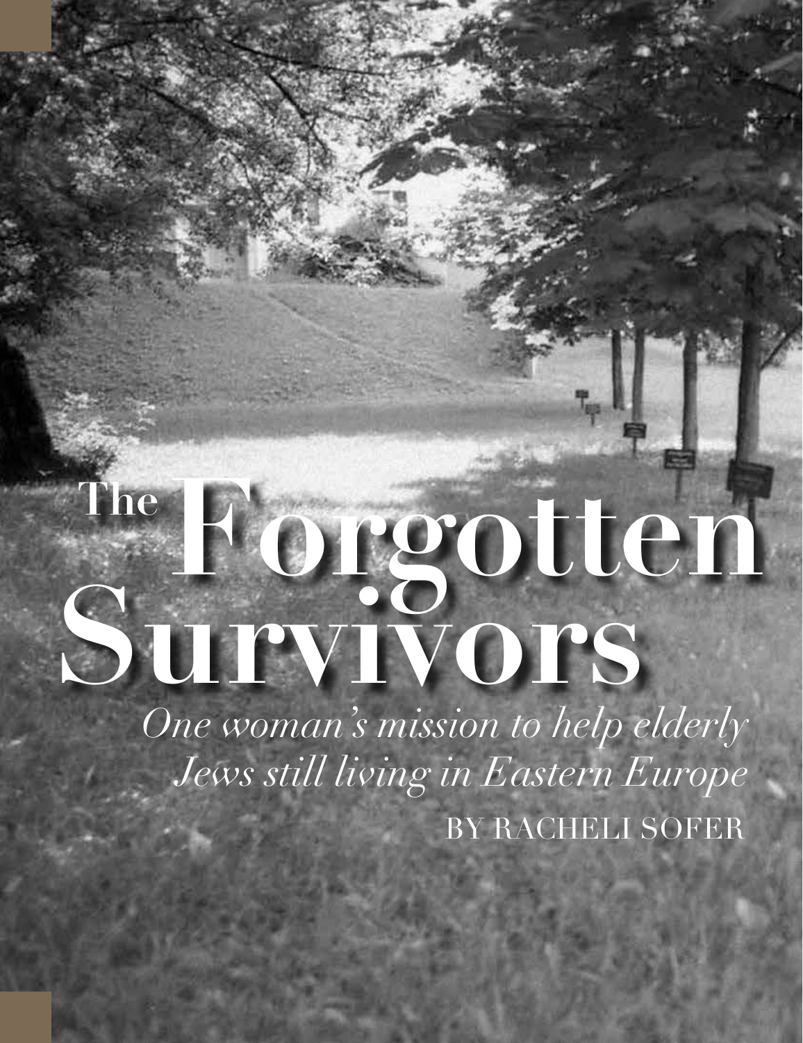# The Forgotten Survivors

*One woman's mission to help elderly Jews still living in Eastern Europe*

BY RACHELI SOFER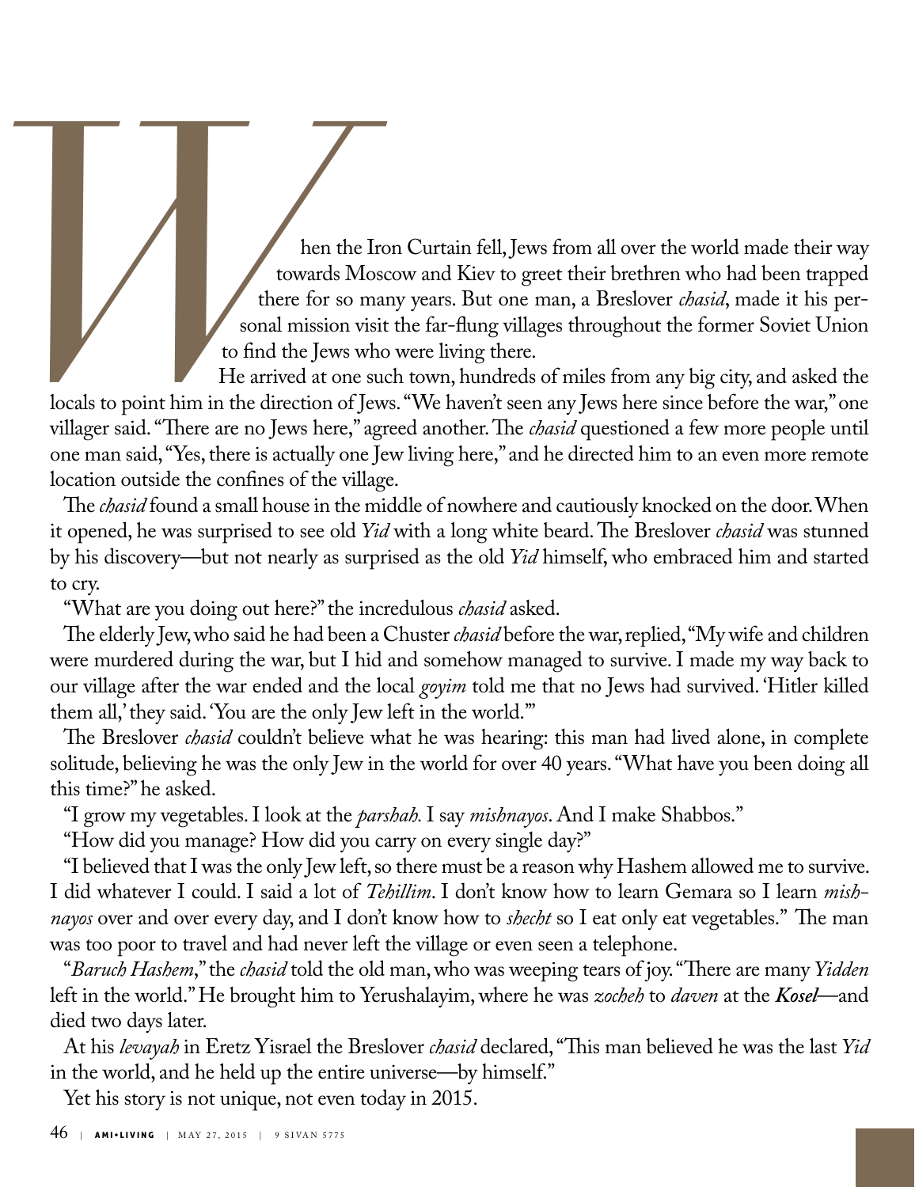When the Iron Curtain fell, Jews from all over the world made their way towards Moscow and Kiev to greet their brethren who had been trapped there for so many years. But one man, a Breslover *chasid*, made it his personal mission visit the far-flung villages throughout the former Soviet Union to find the Jews who were living there.

He arrived at one such town, hundreds of miles from any big city, and asked the locals to point him in the direction of Jews. "We haven't seen any Jews here since before the war," one villager said. "There are no Jews here," agreed another. The *chasid* questioned a few more people until one man said, "Yes, there is actually one Jew living here," and he directed him to an even more remote location outside the confines of the village.

The *chasid* found a small house in the middle of nowhere and cautiously knocked on the door. When it opened, he was surprised to see old *Yid* with a long white beard. The Breslover *chasid* was stunned by his discovery—but not nearly as surprised as the old *Yid* himself, who embraced him and started to cry.

"What are you doing out here?" the incredulous *chasid* asked.

The elderly Jew, who said he had been a Chuster *chasid* before the war, replied, "My wife and children were murdered during the war, but I hid and somehow managed to survive. I made my way back to our village after the war ended and the local *goyim* told me that no Jews had survived. 'Hitler killed them all,' they said. 'You are the only Jew left in the world.'"

The Breslover *chasid* couldn't believe what he was hearing: this man had lived alone, in complete solitude, believing he was the only Jew in the world for over 40 years. "What have you been doing all this time?" he asked.

"I grow my vegetables. I look at the *parshah.* I say *mishnayos*. And I make Shabbos."

"How did you manage? How did you carry on every single day?"

"I believed that I was the only Jew left, so there must be a reason why Hashem allowed me to survive. I did whatever I could. I said a lot of *Tehillim*. I don't know how to learn Gemara so I learn *mishnayos* over and over every day, and I don't know how to *shecht* so I eat only eat vegetables." The man was too poor to travel and had never left the village or even seen a telephone.

"*Baruch Hashem*," the *chasid* told the old man, who was weeping tears of joy. "There are many *Yidden* left in the world." He brought him to Yerushalayim, where he was *zocheh* to *daven* at the ***Kosel***—and died two days later.

At his *levayah* in Eretz Yisrael the Breslover *chasid* declared, "This man believed he was the last *Yid* in the world, and he held up the entire universe—by himself."

Yet his story is not unique, not even today in 2015.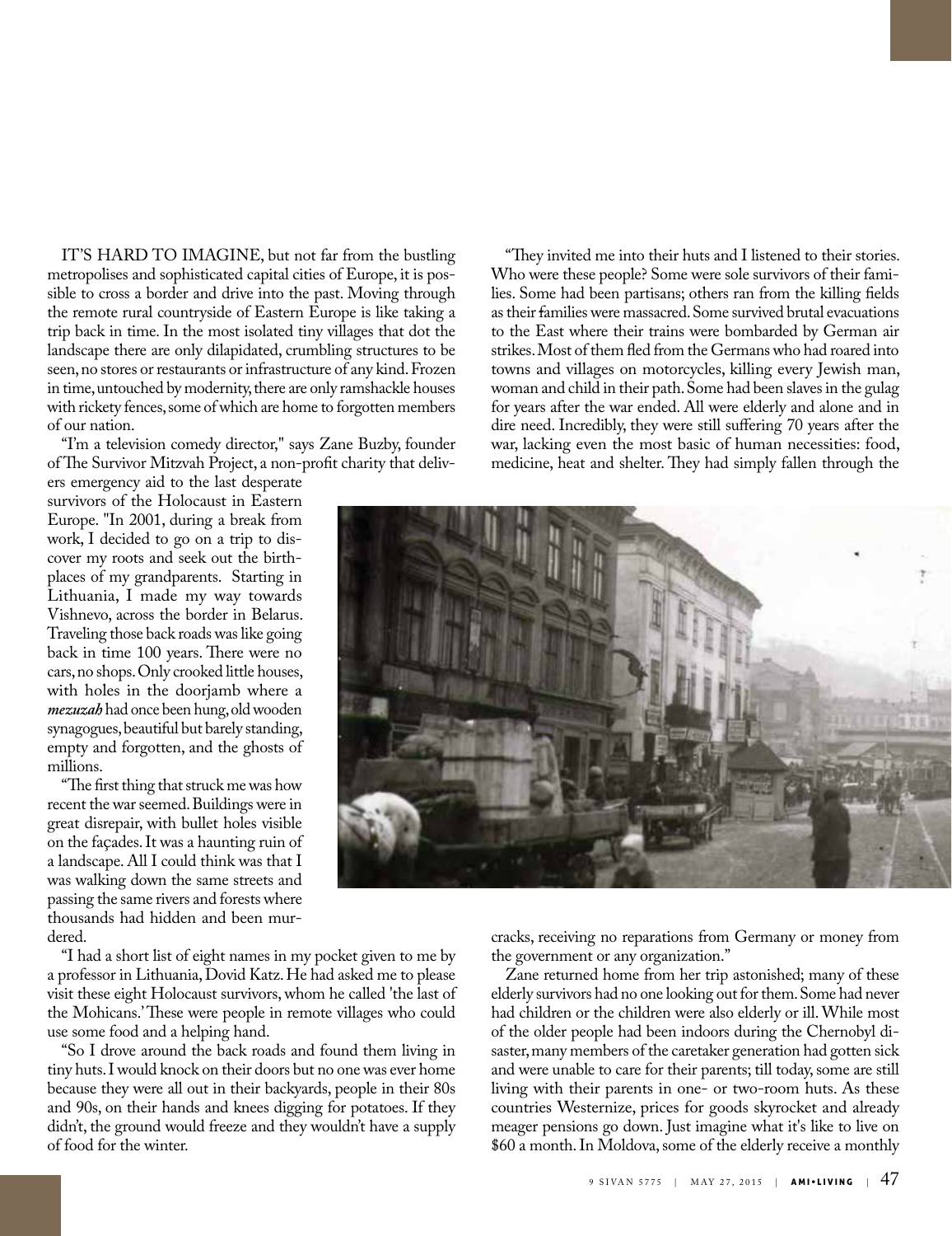IT'S HARD TO IMAGINE, but not far from the bustling metropolises and sophisticated capital cities of Europe, it is possible to cross a border and drive into the past. Moving through the remote rural countryside of Eastern Europe is like taking a trip back in time. In the most isolated tiny villages that dot the landscape there are only dilapidated, crumbling structures to be seen, no stores or restaurants or infrastructure of any kind. Frozen in time, untouched by modernity, there are only ramshackle houses with rickety fences, some of which are home to forgotten members of our nation.

"I'm a television comedy director," says Zane Buzby, founder of The Survivor Mitzvah Project, a non-profit charity that delivers emergency aid to the last desperate survivors of the Holocaust in Eastern Europe. "In 2001, during a break from work, I decided to go on a trip to discover my roots and seek out the birthplaces of my grandparents. Starting in Lithuania, I made my way towards Vishnevo, across the border in Belarus. Traveling those back roads was like going back in time 100 years. There were no cars, no shops. Only crooked little houses, with holes in the doorjamb where a ***mezuzah*** had once been hung, old wooden synagogues, beautiful but barely standing, empty and forgotten, and the ghosts of millions.

"The first thing that struck me was how recent the war seemed. Buildings were in great disrepair, with bullet holes visible on the façades. It was a haunting ruin of a landscape. All I could think was that I was walking down the same streets and passing the same rivers and forests where thousands had hidden and been murdered.

"I had a short list of eight names in my pocket given to me by a professor in Lithuania, Dovid Katz. He had asked me to please visit these eight Holocaust survivors, whom he called 'the last of the Mohicans.' These were people in remote villages who could use some food and a helping hand.

"So I drove around the back roads and found them living in tiny huts. I would knock on their doors but no one was ever home because they were all out in their backyards, people in their 80s and 90s, on their hands and knees digging for potatoes. If they didn't, the ground would freeze and they wouldn't have a supply of food for the winter.

"They invited me into their huts and I listened to their stories. Who were these people? Some were sole survivors of their families. Some had been partisans; others ran from the killing fields as their families were massacred. Some survived brutal evacuations to the East where their trains were bombarded by German air strikes. Most of them fled from the Germans who had roared into towns and villages on motorcycles, killing every Jewish man, woman and child in their path. Some had been slaves in the gulag for years after the war ended. All were elderly and alone and in dire need. Incredibly, they were still suffering 70 years after the war, lacking even the most basic of human necessities: food, medicine, heat and shelter. They had simply fallen through the cracks, receiving no reparations from Germany or money from the government or any organization."

Zane returned home from her trip astonished; many of these elderly survivors had no one looking out for them. Some had never had children or the children were also elderly or ill. While most of the older people had been indoors during the Chernobyl disaster, many members of the caretaker generation had gotten sick and were unable to care for their parents; till today, some are still living with their parents in one- or two-room huts. As these countries Westernize, prices for goods skyrocket and already meager pensions go down. Just imagine what it's like to live on \$60 a month. In Moldova, some of the elderly receive a monthly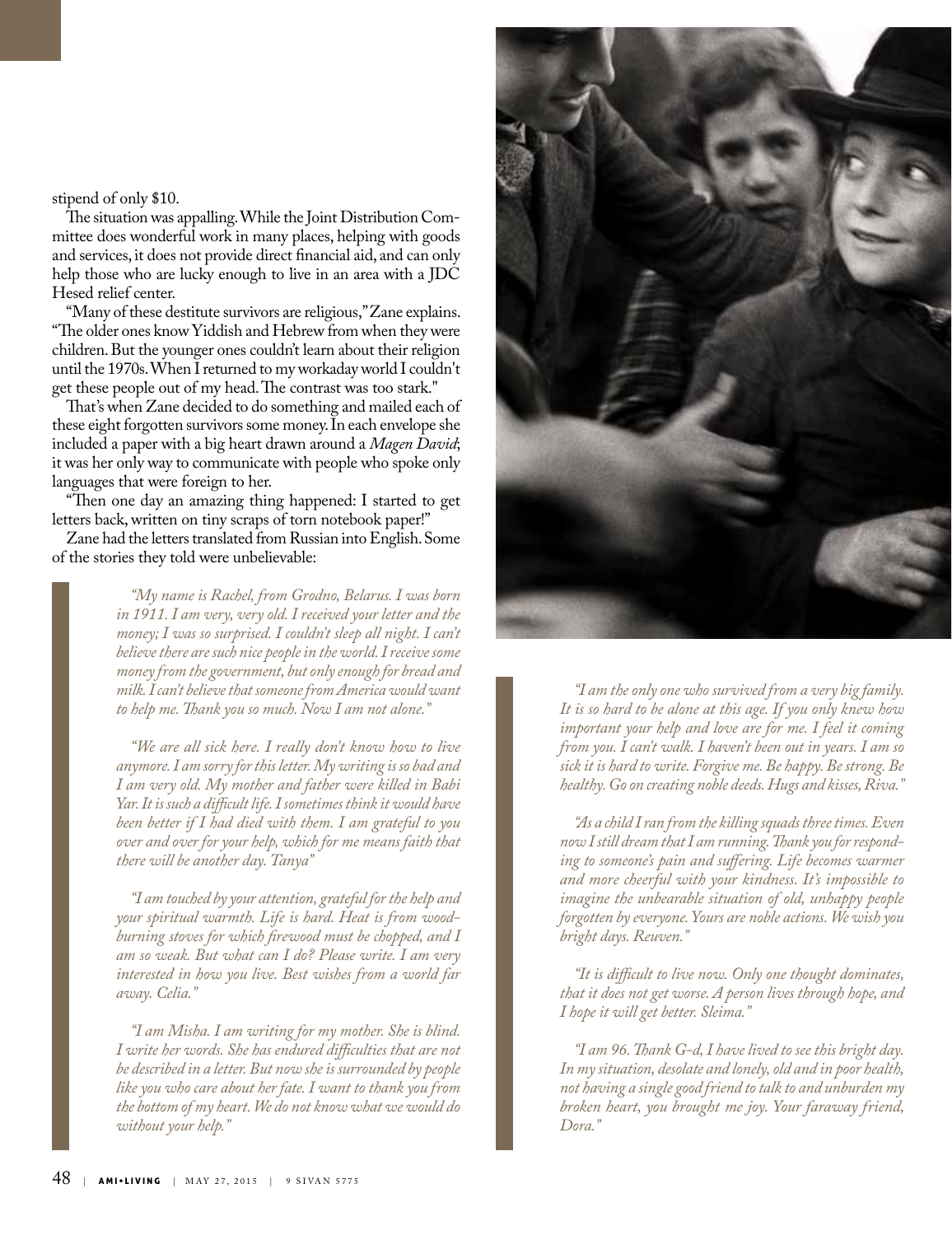stipend of only $10.

The situation was appalling. While the Joint Distribution Committee does wonderful work in many places, helping with goods and services, it does not provide direct financial aid, and can only help those who are lucky enough to live in an area with a JDC Hesed relief center.

"Many of these destitute survivors are religious," Zane explains. "The older ones know Yiddish and Hebrew from when they were children. But the younger ones couldn't learn about their religion until the 1970s. When I returned to my workaday world I couldn't get these people out of my head. The contrast was too stark."

That's when Zane decided to do something and mailed each of these eight forgotten survivors some money. In each envelope she included a paper with a big heart drawn around a *Magen David*; it was her only way to communicate with people who spoke only languages that were foreign to her.

"Then one day an amazing thing happened: I started to get letters back, written on tiny scraps of torn notebook paper!"

Zane had the letters translated from Russian into English. Some of the stories they told were unbelievable:

> *"My name is Rachel, from Grodno, Belarus. I was born in 1911. I am very, very old. I received your letter and the money; I was so surprised. I couldn't sleep all night. I can't believe there are such nice people in the world. I receive some money from the government, but only enough for bread and milk. I can't believe that someone from America would want to help me. Thank you so much. Now I am not alone."*
>
> *"We are all sick here. I really don't know how to live anymore. I am sorry for this letter. My writing is so bad and I am very old. My mother and father were killed in Babi Yar. It is such a difficult life. I sometimes think it would have been better if I had died with them. I am grateful to you over and over for your help, which for me means faith that there will be another day. Tanya"*
>
> *"I am touched by your attention, grateful for the help and your spiritual warmth. Life is hard. Heat is from wood-burning stoves for which firewood must be chopped, and I am so weak. But what can I do? Please write. I am very interested in how you live. Best wishes from a world far away. Celia."*
>
> *"I am Misha. I am writing for my mother. She is blind. I write her words. She has endured difficulties that are not be described in a letter. But now she is surrounded by people like you who care about her fate. I want to thank you from the bottom of my heart. We do not know what we would do without your help."*

> *"I am the only one who survived from a very big family. It is so hard to be alone at this age. If you only knew how important your help and love are for me. I feel it coming from you. I can't walk. I haven't been out in years. I am so sick it is hard to write. Forgive me. Be happy. Be strong. Be healthy. Go on creating noble deeds. Hugs and kisses, Riva."*
>
> *"As a child I ran from the killing squads three times. Even now I still dream that I am running. Thank you for responding to someone's pain and suffering. Life becomes warmer and more cheerful with your kindness. It's impossible to imagine the unbearable situation of old, unhappy people forgotten by everyone. Yours are noble actions. We wish you bright days. Reuven."*
>
> *"It is difficult to live now. Only one thought dominates, that it does not get worse. A person lives through hope, and I hope it will get better. Sleima."*
>
> *"I am 96. Thank G-d, I have lived to see this bright day. In my situation, desolate and lonely, old and in poor health, not having a single good friend to talk to and unburden my broken heart, you brought me joy. Your faraway friend, Dora."*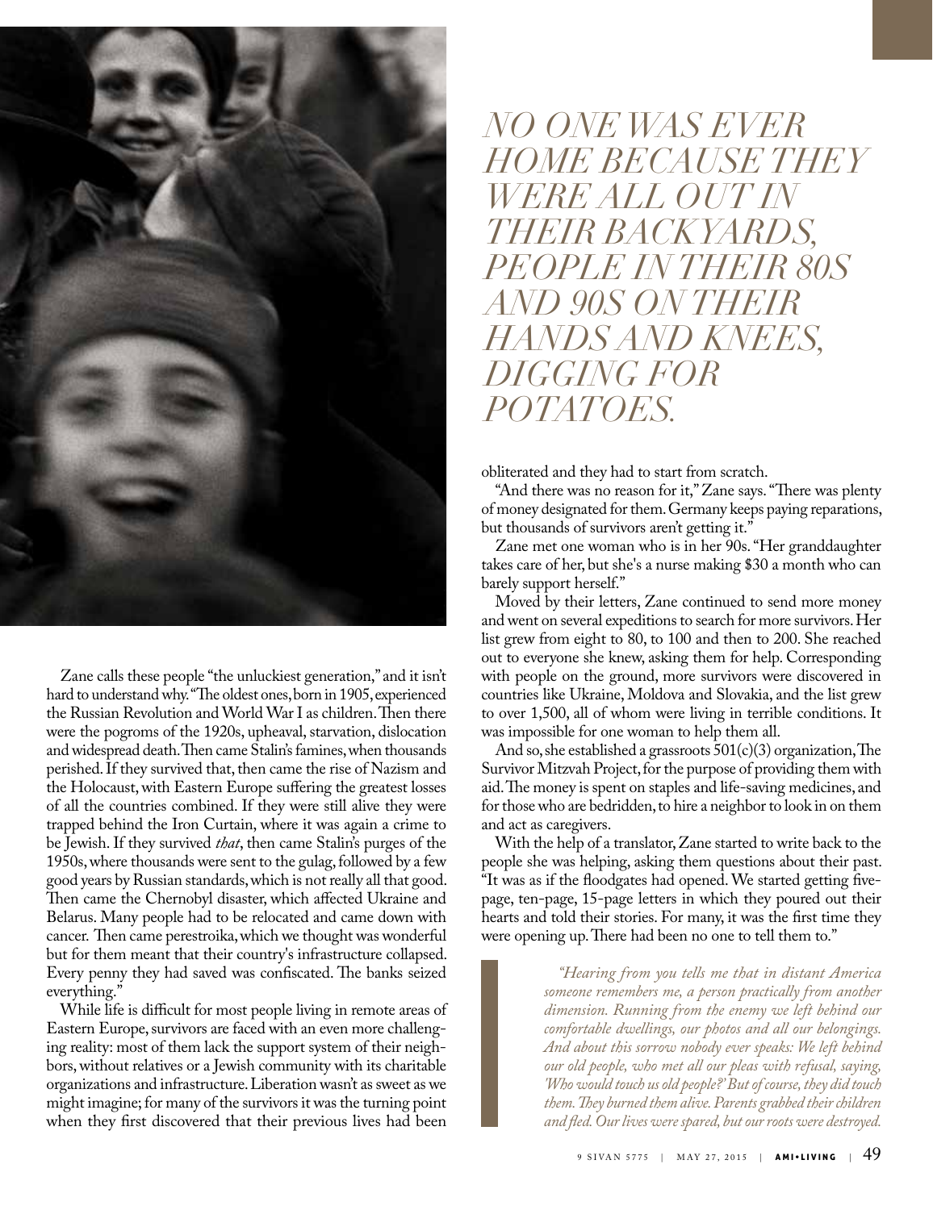*NO ONE WAS EVER HOME BECAUSE THEY WERE ALL OUT IN THEIR BACKYARDS, PEOPLE IN THEIR 80S AND 90S ON THEIR HANDS AND KNEES, DIGGING FOR POTATOES.*

Zane calls these people "the unluckiest generation," and it isn't hard to understand why. "The oldest ones, born in 1905, experienced the Russian Revolution and World War I as children. Then there were the pogroms of the 1920s, upheaval, starvation, dislocation and widespread death. Then came Stalin's famines, when thousands perished. If they survived that, then came the rise of Nazism and the Holocaust, with Eastern Europe suffering the greatest losses of all the countries combined. If they were still alive they were trapped behind the Iron Curtain, where it was again a crime to be Jewish. If they survived *that*, then came Stalin's purges of the 1950s, where thousands were sent to the gulag, followed by a few good years by Russian standards, which is not really all that good. Then came the Chernobyl disaster, which affected Ukraine and Belarus. Many people had to be relocated and came down with cancer. Then came perestroika, which we thought was wonderful but for them meant that their country's infrastructure collapsed. Every penny they had saved was confiscated. The banks seized everything."

While life is difficult for most people living in remote areas of Eastern Europe, survivors are faced with an even more challenging reality: most of them lack the support system of their neighbors, without relatives or a Jewish community with its charitable organizations and infrastructure. Liberation wasn't as sweet as we might imagine; for many of the survivors it was the turning point when they first discovered that their previous lives had been obliterated and they had to start from scratch.

"And there was no reason for it," Zane says. "There was plenty of money designated for them. Germany keeps paying reparations, but thousands of survivors aren't getting it."

Zane met one woman who is in her 90s. "Her granddaughter takes care of her, but she's a nurse making $30 a month who can barely support herself."

Moved by their letters, Zane continued to send more money and went on several expeditions to search for more survivors. Her list grew from eight to 80, to 100 and then to 200. She reached out to everyone she knew, asking them for help. Corresponding with people on the ground, more survivors were discovered in countries like Ukraine, Moldova and Slovakia, and the list grew to over 1,500, all of whom were living in terrible conditions. It was impossible for one woman to help them all.

And so, she established a grassroots 501(c)(3) organization, The Survivor Mitzvah Project, for the purpose of providing them with aid. The money is spent on staples and life-saving medicines, and for those who are bedridden, to hire a neighbor to look in on them and act as caregivers.

With the help of a translator, Zane started to write back to the people she was helping, asking them questions about their past. "It was as if the floodgates had opened. We started getting five-page, ten-page, 15-page letters in which they poured out their hearts and told their stories. For many, it was the first time they were opening up. There had been no one to tell them to."

> *"Hearing from you tells me that in distant America someone remembers me, a person practically from another dimension. Running from the enemy we left behind our comfortable dwellings, our photos and all our belongings. And about this sorrow nobody ever speaks: We left behind our old people, who met all our pleas with refusal, saying, 'Who would touch us old people?' But of course, they did touch them. They burned them alive. Parents grabbed their children and fled. Our lives were spared, but our roots were destroyed.*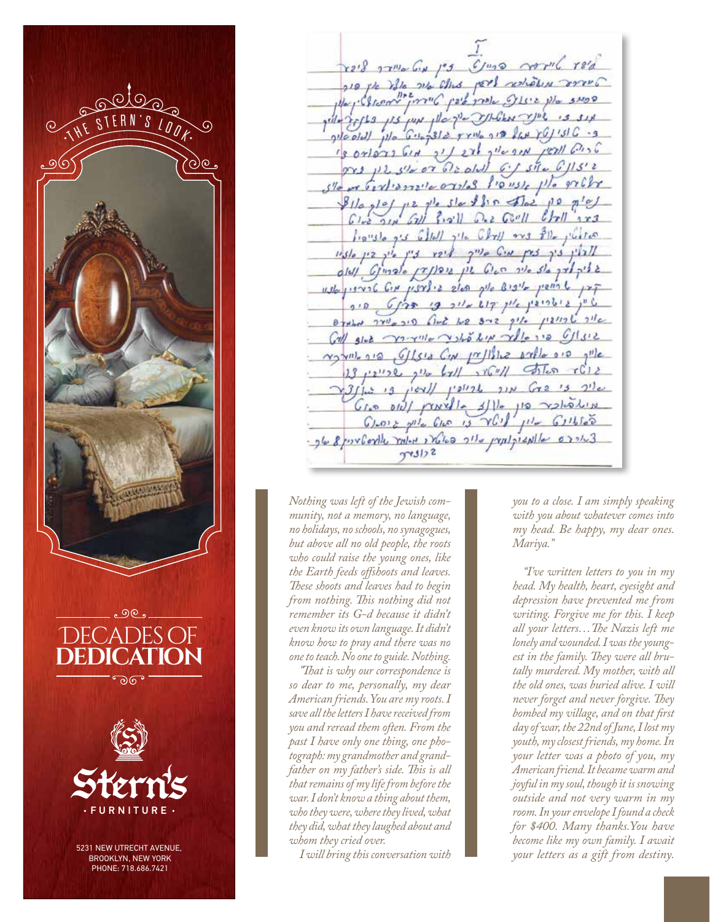*Nothing was left of the Jewish community, not a memory, no language, no holidays, no schools, no synagogues, but above all no old people, the roots who could raise the young ones, like the Earth feeds offshoots and leaves. These shoots and leaves had to begin from nothing. This nothing did not remember its G-d because it didn't even know its own language. It didn't know how to pray and there was no one to teach. No one to guide. Nothing.*

*"That is why our correspondence is so dear to me, personally, my dear American friends. You are my roots. I save all the letters I have received from you and reread them often. From the past I have only one thing, one photograph: my grandmother and grandfather on my father's side. This is all that remains of my life from before the war. I don't know a thing about them, who they were, where they lived, what they did, what they laughed about and whom they cried over.*

*I will bring this conversation with you to a close. I am simply speaking with you about whatever comes into my head. Be happy, my dear ones. Mariya."*

*"I've written letters to you in my head. My health, heart, eyesight and depression have prevented me from writing. Forgive me for this. I keep all your letters… The Nazis left me lonely and wounded. I was the youngest in the family. They were all brutally murdered. My mother, with all the old ones, was buried alive. I will never forget and never forgive. They bombed my village, and on that first day of war, the 22nd of June, I lost my youth, my closest friends, my home. In your letter was a photo of you, my American friend. It became warm and joyful in my soul, though it is snowing outside and not very warm in my room. In your envelope I found a check for $400. Many thanks. You have become like my own family. I await your letters as a gift from destiny.*

THE STERN'S LOOK

DECADES OF **DEDICATION**

Stern's FURNITURE

5231 NEW UTRECHT AVENUE, BROOKLYN, NEW YORK
PHONE: 718.686.7421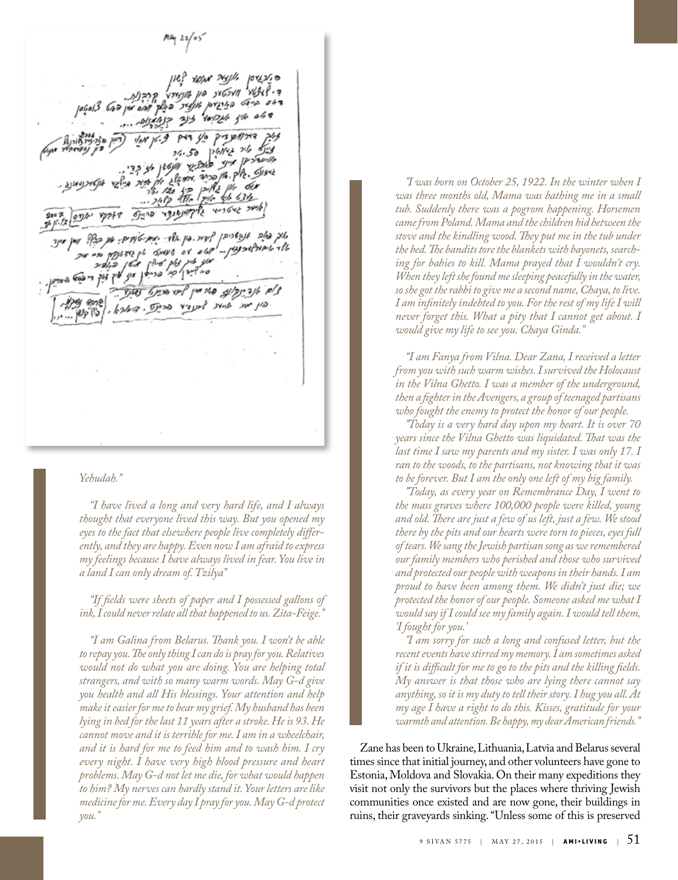Yehudah."

"I have lived a long and very hard life, and I always thought that everyone lived this way. But you opened my eyes to the fact that elsewhere people live completely differently, and they are happy. Even now I am afraid to express my feelings because I have always lived in fear. You live in a land I can only dream of. Tzilya"

"If fields were sheets of paper and I possessed gallons of ink, I could never relate all that happened to us. Zita-Feige."

"I am Galina from Belarus. Thank you. I won't be able to repay you. The only thing I can do is pray for you. Relatives would not do what you are doing. You are helping total strangers, and with so many warm words. May G-d give you health and all His blessings. Your attention and help make it easier for me to bear my grief. My husband has been lying in bed for the last 11 years after a stroke. He is 93. He cannot move and it is terrible for me. I am in a wheelchair, and it is hard for me to feed him and to wash him. I cry every night. I have very high blood pressure and heart problems. May G-d not let me die, for what would happen to him? My nerves can hardly stand it. Your letters are like medicine for me. Every day I pray for you. May G-d protect you."

"I was born on October 25, 1922. In the winter when I was three months old, Mama was bathing me in a small tub. Suddenly there was a pogrom happening. Horsemen came from Poland. Mama and the children hid between the stove and the kindling wood. They put me in the tub under the bed. The bandits tore the blankets with bayonets, searching for babies to kill. Mama prayed that I wouldn't cry. When they left she found me sleeping peacefully in the water, so she got the rabbi to give me a second name, Chaya, to live. I am infinitely indebted to you. For the rest of my life I will never forget this. What a pity that I cannot get about. I would give my life to see you. Chaya Ginda."

"I am Fanya from Vilna. Dear Zana, I received a letter from you with such warm wishes. I survived the Holocaust in the Vilna Ghetto. I was a member of the underground, then a fighter in the Avengers, a group of teenaged partisans who fought the enemy to protect the honor of our people.

"Today is a very hard day upon my heart. It is over 70 years since the Vilna Ghetto was liquidated. That was the last time I saw my parents and my sister. I was only 17. I ran to the woods, to the partisans, not knowing that it was to be forever. But I am the only one left of my big family.

"Today, as every year on Remembrance Day, I went to the mass graves where 100,000 people were killed, young and old. There are just a few of us left, just a few. We stood there by the pits and our hearts were torn to pieces, eyes full of tears. We sang the Jewish partisan song as we remembered our family members who perished and those who survived and protected our people with weapons in their hands. I am proud to have been among them. We didn't just die; we protected the honor of our people. Someone asked me what I would say if I could see my family again. I would tell them, 'I fought for you.'

"I am sorry for such a long and confused letter, but the recent events have stirred my memory. I am sometimes asked if it is difficult for me to go to the pits and the killing fields. My answer is that those who are lying there cannot say anything, so it is my duty to tell their story. I hug you all. At my age I have a right to do this. Kisses, gratitude for your warmth and attention. Be happy, my dear American friends."

Zane has been to Ukraine, Lithuania, Latvia and Belarus several times since that initial journey, and other volunteers have gone to Estonia, Moldova and Slovakia. On their many expeditions they visit not only the survivors but the places where thriving Jewish communities once existed and are now gone, their buildings in ruins, their graveyards sinking. "Unless some of this is preserved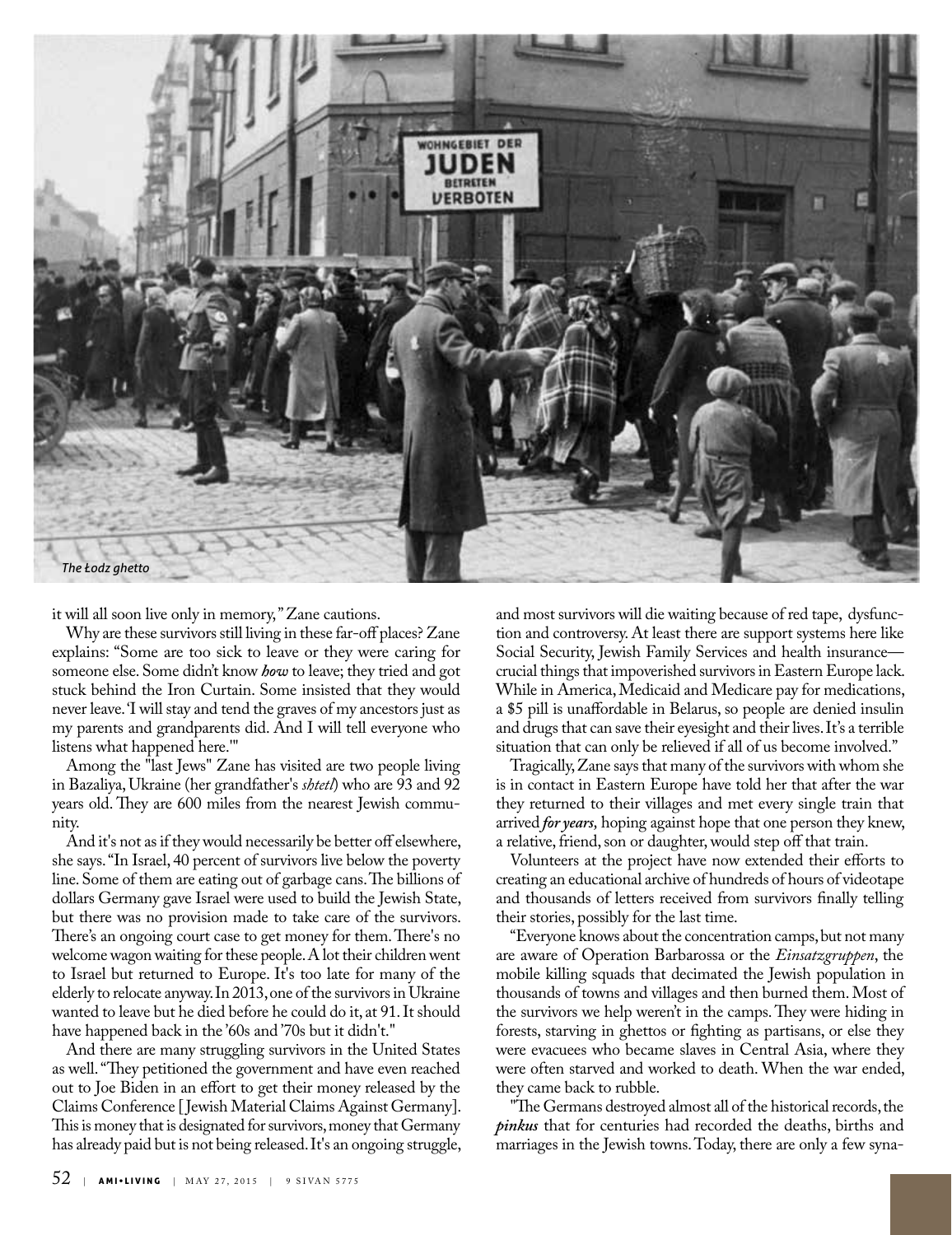*The Łodz ghetto*

it will all soon live only in memory," Zane cautions.

Why are these survivors still living in these far-off places? Zane explains: "Some are too sick to leave or they were caring for someone else. Some didn't know ***how*** to leave; they tried and got stuck behind the Iron Curtain. Some insisted that they would never leave. 'I will stay and tend the graves of my ancestors just as my parents and grandparents did. And I will tell everyone who listens what happened here.'"

Among the "last Jews" Zane has visited are two people living in Bazaliya, Ukraine (her grandfather's *shtetl*) who are 93 and 92 years old. They are 600 miles from the nearest Jewish community.

And it's not as if they would necessarily be better off elsewhere, she says. "In Israel, 40 percent of survivors live below the poverty line. Some of them are eating out of garbage cans. The billions of dollars Germany gave Israel were used to build the Jewish State, but there was no provision made to take care of the survivors. There's an ongoing court case to get money for them. There's no welcome wagon waiting for these people. A lot their children went to Israel but returned to Europe. It's too late for many of the elderly to relocate anyway. In 2013, one of the survivors in Ukraine wanted to leave but he died before he could do it, at 91. It should have happened back in the '60s and '70s but it didn't."

And there are many struggling survivors in the United States as well. "They petitioned the government and have even reached out to Joe Biden in an effort to get their money released by the Claims Conference [Jewish Material Claims Against Germany]. This is money that is designated for survivors, money that Germany has already paid but is not being released. It's an ongoing struggle, and most survivors will die waiting because of red tape, dysfunction and controversy. At least there are support systems here like Social Security, Jewish Family Services and health insurance—crucial things that impoverished survivors in Eastern Europe lack. While in America, Medicaid and Medicare pay for medications, a $5 pill is unaffordable in Belarus, so people are denied insulin and drugs that can save their eyesight and their lives. It's a terrible situation that can only be relieved if all of us become involved."

Tragically, Zane says that many of the survivors with whom she is in contact in Eastern Europe have told her that after the war they returned to their villages and met every single train that arrived ***for years***, hoping against hope that one person they knew, a relative, friend, son or daughter, would step off that train.

Volunteers at the project have now extended their efforts to creating an educational archive of hundreds of hours of videotape and thousands of letters received from survivors finally telling their stories, possibly for the last time.

"Everyone knows about the concentration camps, but not many are aware of Operation Barbarossa or the *Einsatzgruppen*, the mobile killing squads that decimated the Jewish population in thousands of towns and villages and then burned them. Most of the survivors we help weren't in the camps. They were hiding in forests, starving in ghettos or fighting as partisans, or else they were evacuees who became slaves in Central Asia, where they were often starved and worked to death. When the war ended, they came back to rubble.

"The Germans destroyed almost all of the historical records, the ***pinkus*** that for centuries had recorded the deaths, births and marriages in the Jewish towns. Today, there are only a few syna-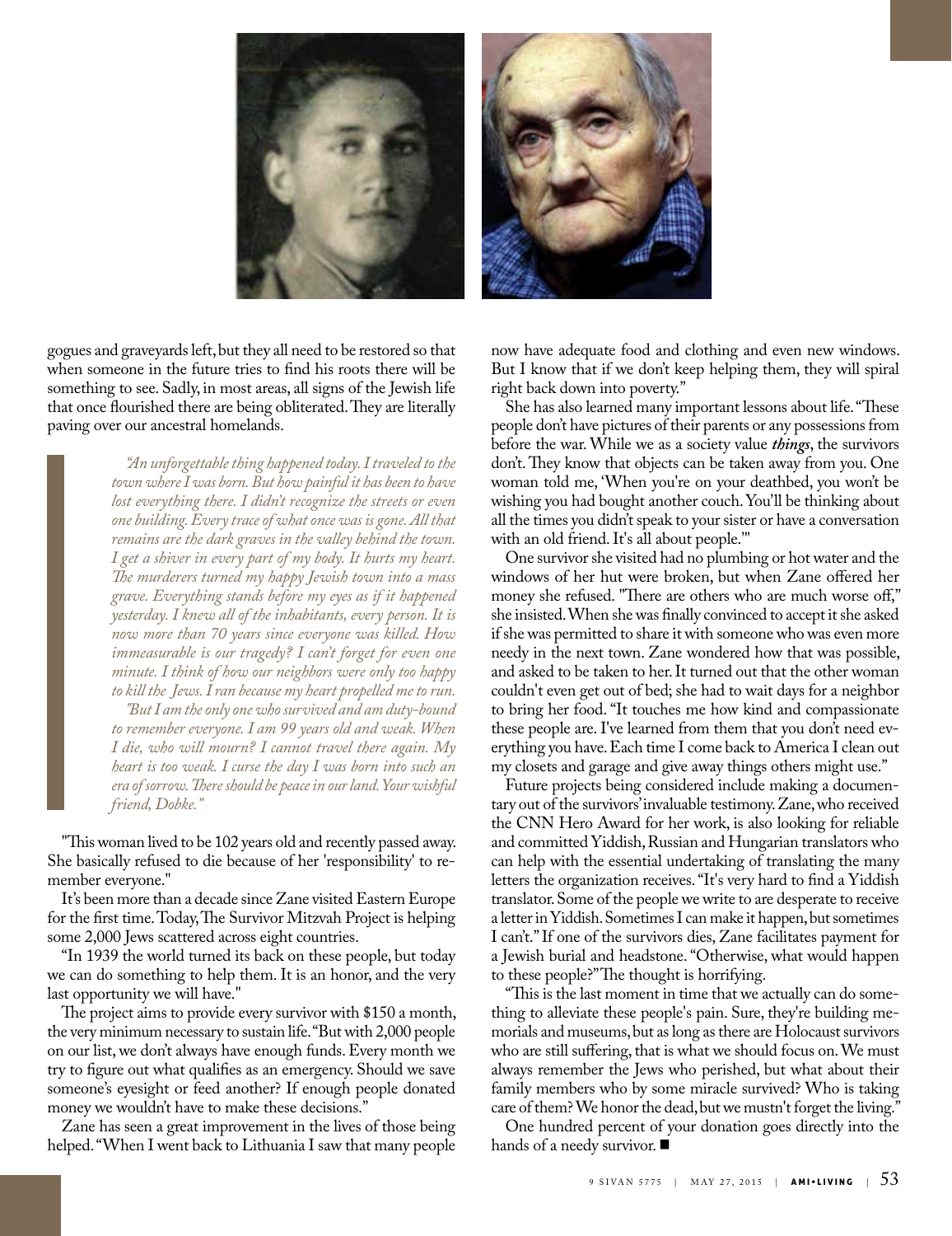gogues and graveyards left, but they all need to be restored so that when someone in the future tries to find his roots there will be something to see. Sadly, in most areas, all signs of the Jewish life that once flourished there are being obliterated. They are literally paving over our ancestral homelands.

> *"An unforgettable thing happened today. I traveled to the town where I was born. But how painful it has been to have lost everything there. I didn't recognize the streets or even one building. Every trace of what once was is gone. All that remains are the dark graves in the valley behind the town. I get a shiver in every part of my body. It hurts my heart. The murderers turned my happy Jewish town into a mass grave. Everything stands before my eyes as if it happened yesterday. I knew all of the inhabitants, every person. It is now more than 70 years since everyone was killed. How immeasurable is our tragedy? I can't forget for even one minute. I think of how our neighbors were only too happy to kill the Jews. I ran because my heart propelled me to run.*
>
> *"But I am the only one who survived and am duty-bound to remember everyone. I am 99 years old and weak. When I die, who will mourn? I cannot travel there again. My heart is too weak. I curse the day I was born into such an era of sorrow. There should be peace in our land. Your wishful friend, Dobke."*

"This woman lived to be 102 years old and recently passed away. She basically refused to die because of her 'responsibility' to remember everyone."

It's been more than a decade since Zane visited Eastern Europe for the first time. Today, The Survivor Mitzvah Project is helping some 2,000 Jews scattered across eight countries.

"In 1939 the world turned its back on these people, but today we can do something to help them. It is an honor, and the very last opportunity we will have."

The project aims to provide every survivor with $150 a month, the very minimum necessary to sustain life. "But with 2,000 people on our list, we don't always have enough funds. Every month we try to figure out what qualifies as an emergency. Should we save someone's eyesight or feed another? If enough people donated money we wouldn't have to make these decisions."

Zane has seen a great improvement in the lives of those being helped. "When I went back to Lithuania I saw that many people now have adequate food and clothing and even new windows. But I know that if we don't keep helping them, they will spiral right back down into poverty."

She has also learned many important lessons about life. "These people don't have pictures of their parents or any possessions from before the war. While we as a society value ***things***, the survivors don't. They know that objects can be taken away from you. One woman told me, 'When you're on your deathbed, you won't be wishing you had bought another couch. You'll be thinking about all the times you didn't speak to your sister or have a conversation with an old friend. It's all about people.'"

One survivor she visited had no plumbing or hot water and the windows of her hut were broken, but when Zane offered her money she refused. "There are others who are much worse off," she insisted. When she was finally convinced to accept it she asked if she was permitted to share it with someone who was even more needy in the next town. Zane wondered how that was possible, and asked to be taken to her. It turned out that the other woman couldn't even get out of bed; she had to wait days for a neighbor to bring her food. "It touches me how kind and compassionate these people are. I've learned from them that you don't need everything you have. Each time I come back to America I clean out my closets and garage and give away things others might use."

Future projects being considered include making a documentary out of the survivors' invaluable testimony. Zane, who received the CNN Hero Award for her work, is also looking for reliable and committed Yiddish, Russian and Hungarian translators who can help with the essential undertaking of translating the many letters the organization receives. "It's very hard to find a Yiddish translator. Some of the people we write to are desperate to receive a letter in Yiddish. Sometimes I can make it happen, but sometimes I can't." If one of the survivors dies, Zane facilitates payment for a Jewish burial and headstone. "Otherwise, what would happen to these people?" The thought is horrifying.

"This is the last moment in time that we actually can do something to alleviate these people's pain. Sure, they're building memorials and museums, but as long as there are Holocaust survivors who are still suffering, that is what we should focus on. We must always remember the Jews who perished, but what about their family members who by some miracle survived? Who is taking care of them? We honor the dead, but we mustn't forget the living."

One hundred percent of your donation goes directly into the hands of a needy survivor. ■